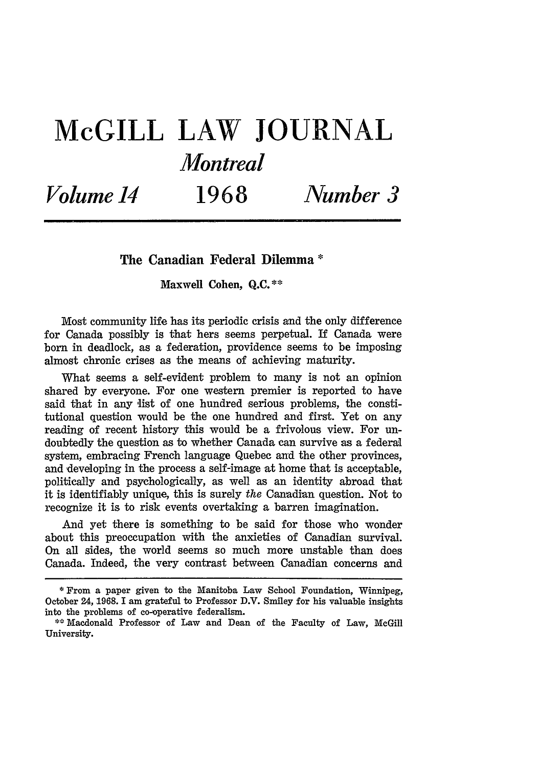# McGILL LAW JOURNAL

## *Montreal*

***Volume 14*** **1968** ***Number 3***

---

### The Canadian Federal Dilemma *

**Maxwell Cohen, Q.C.** **

Most community life has its periodic crisis and the only difference for Canada possibly is that hers seems perpetual. If Canada were born in deadlock, as a federation, providence seems to be imposing almost chronic crises as the means of achieving maturity.

What seems a self-evident problem to many is not an opinion shared by everyone. For one western premier is reported to have said that in any list of one hundred serious problems, the constitutional question would be the one hundred and first. Yet on any reading of recent history this would be a frivolous view. For undoubtedly the question as to whether Canada can survive as a federal system, embracing French language Quebec and the other provinces, and developing in the process a self-image at home that is acceptable, politically and psychologically, as well as an identity abroad that it is identifiably unique, this is surely *the* Canadian question. Not to recognize it is to risk events overtaking a barren imagination.

And yet there is something to be said for those who wonder about this preoccupation with the anxieties of Canadian survival. On all sides, the world seems so much more unstable than does Canada. Indeed, the very contrast between Canadian concerns and

---

* From a paper given to the Manitoba Law School Foundation, Winnipeg, October 24, 1968. I am grateful to Professor D.V. Smiley for his valuable insights into the problems of co-operative federalism.

** Macdonald Professor of Law and Dean of the Faculty of Law, McGill University.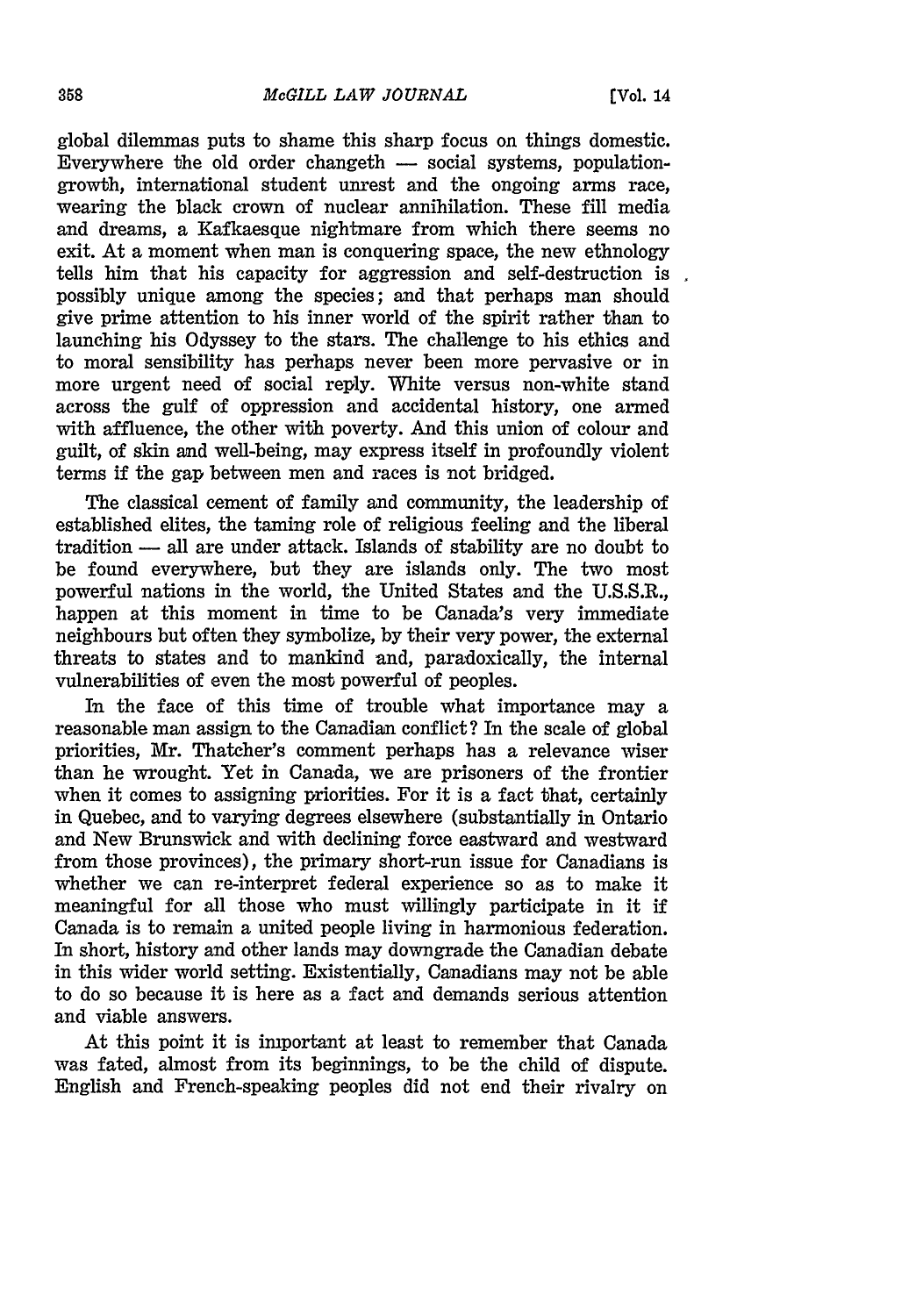global dilemmas puts to shame this sharp focus on things domestic. Everywhere the old order changeth — social systems, population-growth, international student unrest and the ongoing arms race, wearing the black crown of nuclear annihilation. These fill media and dreams, a Kafkaesque nightmare from which there seems no exit. At a moment when man is conquering space, the new ethnology tells him that his capacity for aggression and self-destruction is possibly unique among the species; and that perhaps man should give prime attention to his inner world of the spirit rather than to launching his Odyssey to the stars. The challenge to his ethics and to moral sensibility has perhaps never been more pervasive or in more urgent need of social reply. White versus non-white stand across the gulf of oppression and accidental history, one armed with affluence, the other with poverty. And this union of colour and guilt, of skin and well-being, may express itself in profoundly violent terms if the gap between men and races is not bridged.

The classical cement of family and community, the leadership of established elites, the taming role of religious feeling and the liberal tradition — all are under attack. Islands of stability are no doubt to be found everywhere, but they are islands only. The two most powerful nations in the world, the United States and the U.S.S.R., happen at this moment in time to be Canada's very immediate neighbours but often they symbolize, by their very power, the external threats to states and to mankind and, paradoxically, the internal vulnerabilities of even the most powerful of peoples.

In the face of this time of trouble what importance may a reasonable man assign to the Canadian conflict? In the scale of global priorities, Mr. Thatcher's comment perhaps has a relevance wiser than he wrought. Yet in Canada, we are prisoners of the frontier when it comes to assigning priorities. For it is a fact that, certainly in Quebec, and to varying degrees elsewhere (substantially in Ontario and New Brunswick and with declining force eastward and westward from those provinces), the primary short-run issue for Canadians is whether we can re-interpret federal experience so as to make it meaningful for all those who must willingly participate in it if Canada is to remain a united people living in harmonious federation. In short, history and other lands may downgrade the Canadian debate in this wider world setting. Existentially, Canadians may not be able to do so because it is here as a fact and demands serious attention and viable answers.

At this point it is important at least to remember that Canada was fated, almost from its beginnings, to be the child of dispute. English and French-speaking peoples did not end their rivalry on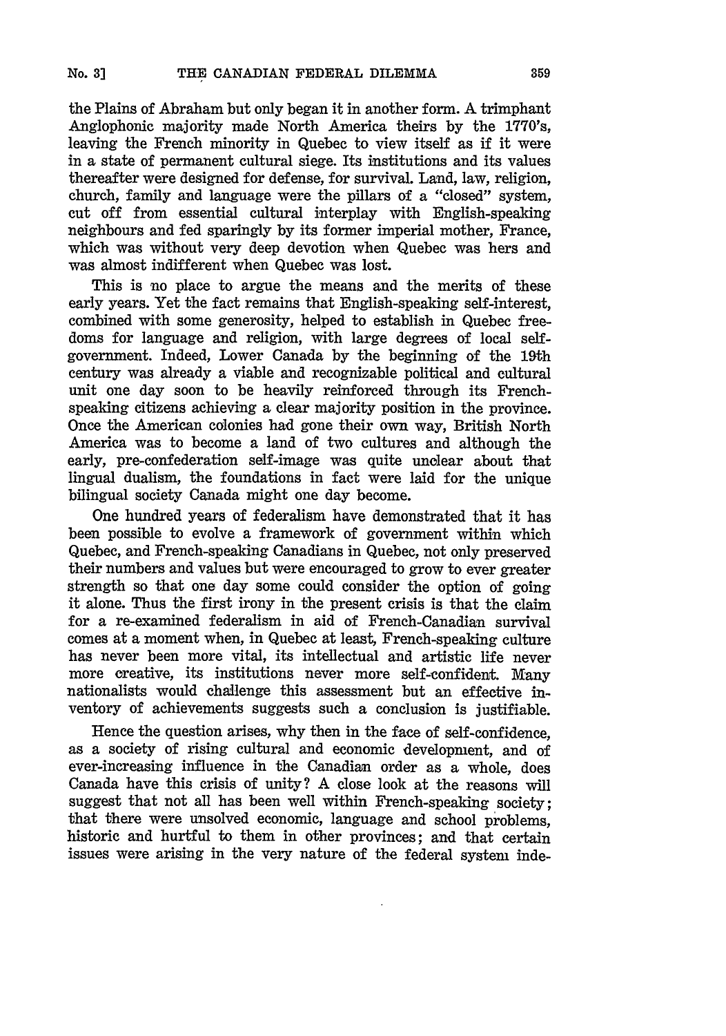the Plains of Abraham but only began it in another form. A trimphant Anglophonic majority made North America theirs by the 1770's, leaving the French minority in Quebec to view itself as if it were in a state of permanent cultural siege. Its institutions and its values thereafter were designed for defense, for survival. Land, law, religion, church, family and language were the pillars of a "closed" system, cut off from essential cultural interplay with English-speaking neighbours and fed sparingly by its former imperial mother, France, which was without very deep devotion when Quebec was hers and was almost indifferent when Quebec was lost.

This is no place to argue the means and the merits of these early years. Yet the fact remains that English-speaking self-interest, combined with some generosity, helped to establish in Quebec freedoms for language and religion, with large degrees of local self-government. Indeed, Lower Canada by the beginning of the 19th century was already a viable and recognizable political and cultural unit one day soon to be heavily reinforced through its French-speaking citizens achieving a clear majority position in the province. Once the American colonies had gone their own way, British North America was to become a land of two cultures and although the early, pre-confederation self-image was quite unclear about that lingual dualism, the foundations in fact were laid for the unique bilingual society Canada might one day become.

One hundred years of federalism have demonstrated that it has been possible to evolve a framework of government within which Quebec, and French-speaking Canadians in Quebec, not only preserved their numbers and values but were encouraged to grow to ever greater strength so that one day some could consider the option of going it alone. Thus the first irony in the present crisis is that the claim for a re-examined federalism in aid of French-Canadian survival comes at a moment when, in Quebec at least, French-speaking culture has never been more vital, its intellectual and artistic life never more creative, its institutions never more self-confident. Many nationalists would challenge this assessment but an effective inventory of achievements suggests such a conclusion is justifiable.

Hence the question arises, why then in the face of self-confidence, as a society of rising cultural and economic development, and of ever-increasing influence in the Canadian order as a whole, does Canada have this crisis of unity? A close look at the reasons will suggest that not all has been well within French-speaking society; that there were unsolved economic, language and school problems, historic and hurtful to them in other provinces; and that certain issues were arising in the very nature of the federal system inde-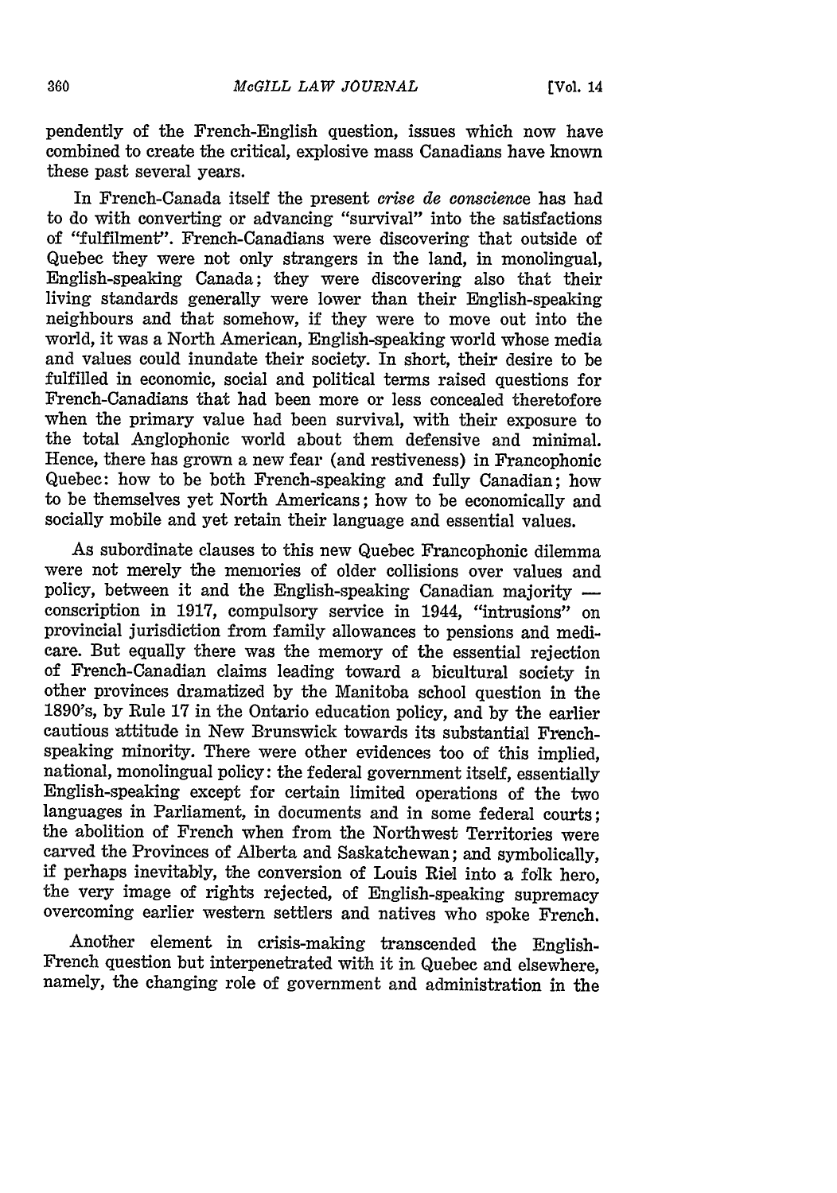pendently of the French-English question, issues which now have combined to create the critical, explosive mass Canadians have known these past several years.

In French-Canada itself the present *crise de conscience* has had to do with converting or advancing "survival" into the satisfactions of "fulfilment". French-Canadians were discovering that outside of Quebec they were not only strangers in the land, in monolingual, English-speaking Canada; they were discovering also that their living standards generally were lower than their English-speaking neighbours and that somehow, if they were to move out into the world, it was a North American, English-speaking world whose media and values could inundate their society. In short, their desire to be fulfilled in economic, social and political terms raised questions for French-Canadians that had been more or less concealed theretofore when the primary value had been survival, with their exposure to the total Anglophonic world about them defensive and minimal. Hence, there has grown a new fear (and restiveness) in Francophonic Quebec: how to be both French-speaking and fully Canadian; how to be themselves yet North Americans; how to be economically and socially mobile and yet retain their language and essential values.

As subordinate clauses to this new Quebec Francophonic dilemma were not merely the memories of older collisions over values and policy, between it and the English-speaking Canadian majority — conscription in 1917, compulsory service in 1944, "intrusions" on provincial jurisdiction from family allowances to pensions and medicare. But equally there was the memory of the essential rejection of French-Canadian claims leading toward a bicultural society in other provinces dramatized by the Manitoba school question in the 1890's, by Rule 17 in the Ontario education policy, and by the earlier cautious attitude in New Brunswick towards its substantial French-speaking minority. There were other evidences too of this implied, national, monolingual policy: the federal government itself, essentially English-speaking except for certain limited operations of the two languages in Parliament, in documents and in some federal courts; the abolition of French when from the Northwest Territories were carved the Provinces of Alberta and Saskatchewan; and symbolically, if perhaps inevitably, the conversion of Louis Riel into a folk hero, the very image of rights rejected, of English-speaking supremacy overcoming earlier western settlers and natives who spoke French.

Another element in crisis-making transcended the English-French question but interpenetrated with it in Quebec and elsewhere, namely, the changing role of government and administration in the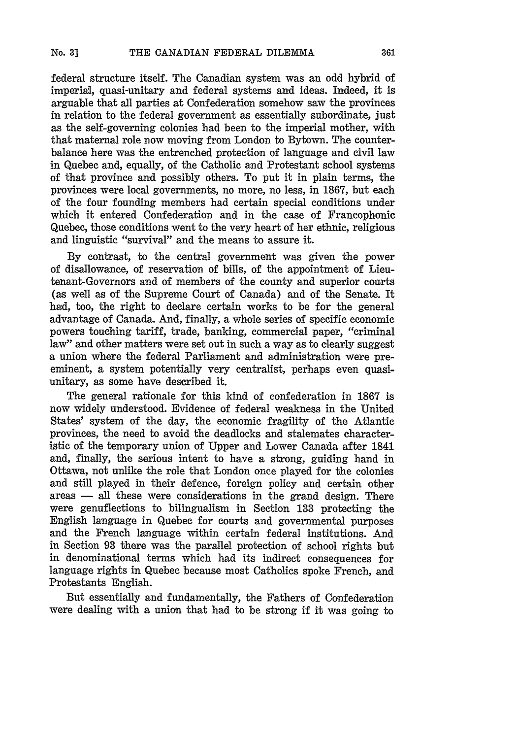federal structure itself. The Canadian system was an odd hybrid of imperial, quasi-unitary and federal systems and ideas. Indeed, it is arguable that all parties at Confederation somehow saw the provinces in relation to the federal government as essentially subordinate, just as the self-governing colonies had been to the imperial mother, with that maternal role now moving from London to Bytown. The counterbalance here was the entrenched protection of language and civil law in Quebec and, equally, of the Catholic and Protestant school systems of that province and possibly others. To put it in plain terms, the provinces were local governments, no more, no less, in 1867, but each of the four founding members had certain special conditions under which it entered Confederation and in the case of Francophonic Quebec, those conditions went to the very heart of her ethnic, religious and linguistic "survival" and the means to assure it.

By contrast, to the central government was given the power of disallowance, of reservation of bills, of the appointment of Lieutenant-Governors and of members of the county and superior courts (as well as of the Supreme Court of Canada) and of the Senate. It had, too, the right to declare certain works to be for the general advantage of Canada. And, finally, a whole series of specific economic powers touching tariff, trade, banking, commercial paper, "criminal law" and other matters were set out in such a way as to clearly suggest a union where the federal Parliament and administration were preeminent, a system potentially very centralist, perhaps even quasi-unitary, as some have described it.

The general rationale for this kind of confederation in 1867 is now widely understood. Evidence of federal weakness in the United States' system of the day, the economic fragility of the Atlantic provinces, the need to avoid the deadlocks and stalemates characteristic of the temporary union of Upper and Lower Canada after 1841 and, finally, the serious intent to have a strong, guiding hand in Ottawa, not unlike the role that London once played for the colonies and still played in their defence, foreign policy and certain other areas — all these were considerations in the grand design. There were genuflections to bilingualism in Section 133 protecting the English language in Quebec for courts and governmental purposes and the French language within certain federal institutions. And in Section 93 there was the parallel protection of school rights but in denominational terms which had its indirect consequences for language rights in Quebec because most Catholics spoke French, and Protestants English.

But essentially and fundamentally, the Fathers of Confederation were dealing with a union that had to be strong if it was going to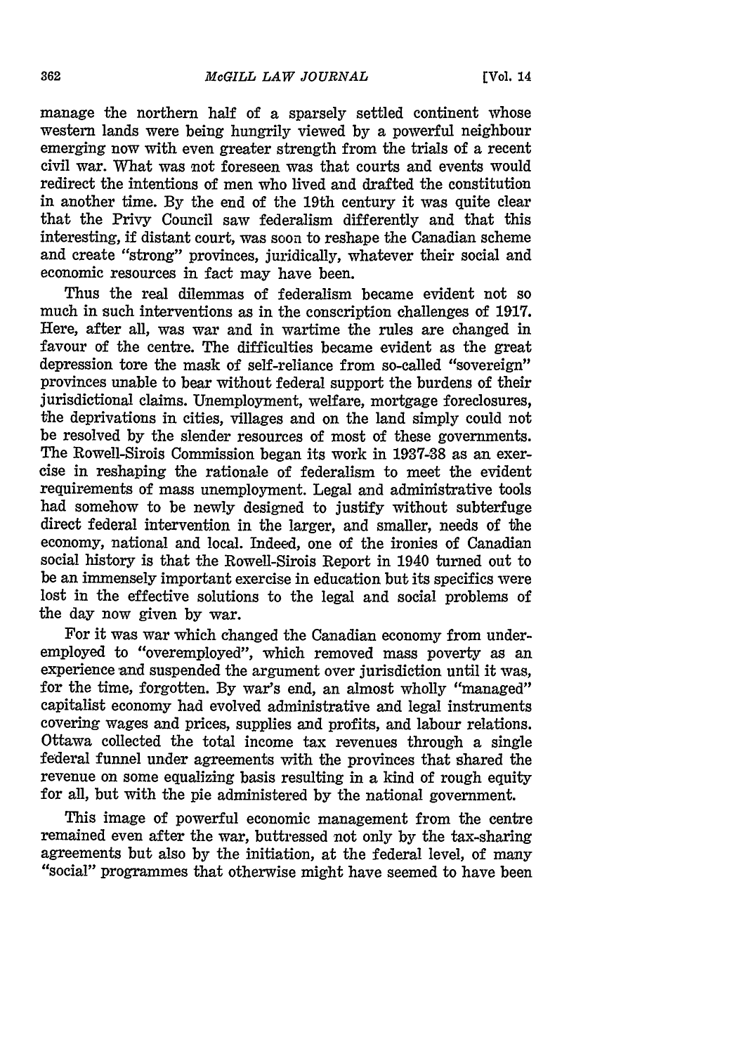manage the northern half of a sparsely settled continent whose western lands were being hungrily viewed by a powerful neighbour emerging now with even greater strength from the trials of a recent civil war. What was not foreseen was that courts and events would redirect the intentions of men who lived and drafted the constitution in another time. By the end of the 19th century it was quite clear that the Privy Council saw federalism differently and that this interesting, if distant court, was soon to reshape the Canadian scheme and create "strong" provinces, juridically, whatever their social and economic resources in fact may have been.

Thus the real dilemmas of federalism became evident not so much in such interventions as in the conscription challenges of 1917. Here, after all, was war and in wartime the rules are changed in favour of the centre. The difficulties became evident as the great depression tore the mask of self-reliance from so-called "sovereign" provinces unable to bear without federal support the burdens of their jurisdictional claims. Unemployment, welfare, mortgage foreclosures, the deprivations in cities, villages and on the land simply could not be resolved by the slender resources of most of these governments. The Rowell-Sirois Commission began its work in 1937-38 as an exercise in reshaping the rationale of federalism to meet the evident requirements of mass unemployment. Legal and administrative tools had somehow to be newly designed to justify without subterfuge direct federal intervention in the larger, and smaller, needs of the economy, national and local. Indeed, one of the ironies of Canadian social history is that the Rowell-Sirois Report in 1940 turned out to be an immensely important exercise in education but its specifics were lost in the effective solutions to the legal and social problems of the day now given by war.

For it was war which changed the Canadian economy from underemployed to "overemployed", which removed mass poverty as an experience and suspended the argument over jurisdiction until it was, for the time, forgotten. By war's end, an almost wholly "managed" capitalist economy had evolved administrative and legal instruments covering wages and prices, supplies and profits, and labour relations. Ottawa collected the total income tax revenues through a single federal funnel under agreements with the provinces that shared the revenue on some equalizing basis resulting in a kind of rough equity for all, but with the pie administered by the national government.

This image of powerful economic management from the centre remained even after the war, buttressed not only by the tax-sharing agreements but also by the initiation, at the federal level, of many "social" programmes that otherwise might have seemed to have been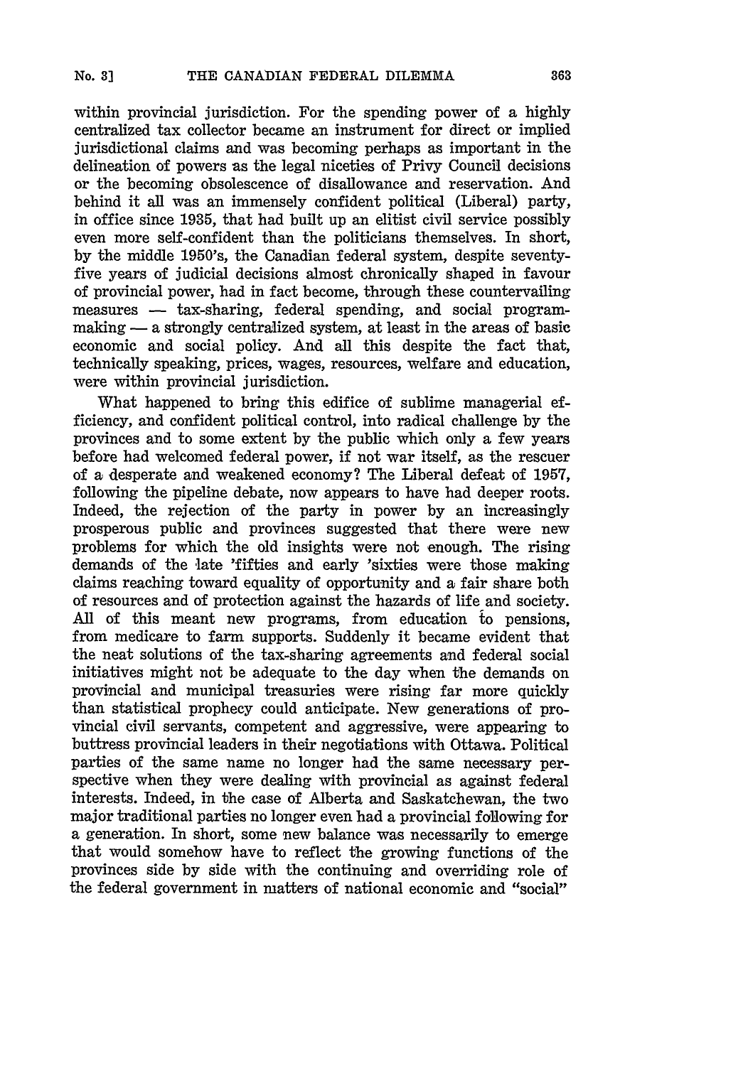within provincial jurisdiction. For the spending power of a highly centralized tax collector became an instrument for direct or implied jurisdictional claims and was becoming perhaps as important in the delineation of powers as the legal niceties of Privy Council decisions or the becoming obsolescence of disallowance and reservation. And behind it all was an immensely confident political (Liberal) party, in office since 1935, that had built up an elitist civil service possibly even more self-confident than the politicians themselves. In short, by the middle 1950's, the Canadian federal system, despite seventy-five years of judicial decisions almost chronically shaped in favour of provincial power, had in fact become, through these countervailing measures — tax-sharing, federal spending, and social program-making — a strongly centralized system, at least in the areas of basic economic and social policy. And all this despite the fact that, technically speaking, prices, wages, resources, welfare and education, were within provincial jurisdiction.

What happened to bring this edifice of sublime managerial efficiency, and confident political control, into radical challenge by the provinces and to some extent by the public which only a few years before had welcomed federal power, if not war itself, as the rescuer of a desperate and weakened economy? The Liberal defeat of 1957, following the pipeline debate, now appears to have had deeper roots. Indeed, the rejection of the party in power by an increasingly prosperous public and provinces suggested that there were new problems for which the old insights were not enough. The rising demands of the late 'fifties and early 'sixties were those making claims reaching toward equality of opportunity and a fair share both of resources and of protection against the hazards of life and society. All of this meant new programs, from education to pensions, from medicare to farm supports. Suddenly it became evident that the neat solutions of the tax-sharing agreements and federal social initiatives might not be adequate to the day when the demands on provincial and municipal treasuries were rising far more quickly than statistical prophecy could anticipate. New generations of provincial civil servants, competent and aggressive, were appearing to buttress provincial leaders in their negotiations with Ottawa. Political parties of the same name no longer had the same necessary perspective when they were dealing with provincial as against federal interests. Indeed, in the case of Alberta and Saskatchewan, the two major traditional parties no longer even had a provincial following for a generation. In short, some new balance was necessarily to emerge that would somehow have to reflect the growing functions of the provinces side by side with the continuing and overriding role of the federal government in matters of national economic and "social"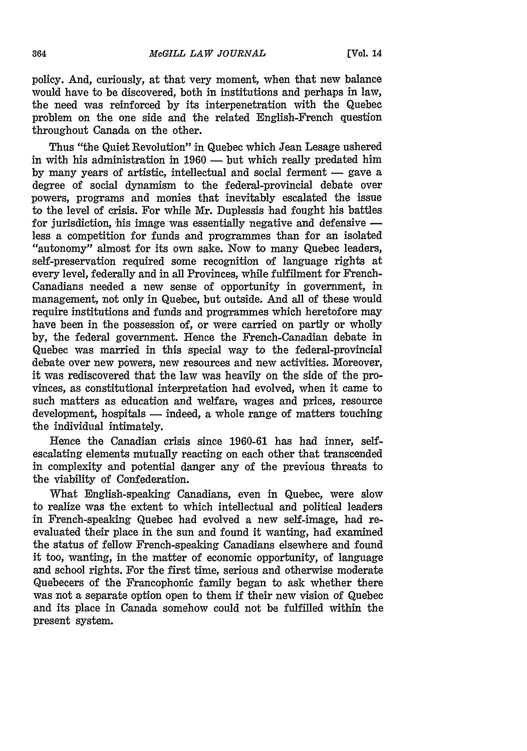policy. And, curiously, at that very moment, when that new balance would have to be discovered, both in institutions and perhaps in law, the need was reinforced by its interpenetration with the Quebec problem on the one side and the related English-French question throughout Canada on the other.

Thus "the Quiet Revolution" in Quebec which Jean Lesage ushered in with his administration in 1960 — but which really predated him by many years of artistic, intellectual and social ferment — gave a degree of social dynamism to the federal-provincial debate over powers, programs and monies that inevitably escalated the issue to the level of crisis. For while Mr. Duplessis had fought his battles for jurisdiction, his image was essentially negative and defensive — less a competition for funds and programmes than for an isolated "autonomy" almost for its own sake. Now to many Quebec leaders, self-preservation required some recognition of language rights at every level, federally and in all Provinces, while fulfilment for French-Canadians needed a new sense of opportunity in government, in management, not only in Quebec, but outside. And all of these would require institutions and funds and programmes which heretofore may have been in the possession of, or were carried on partly or wholly by, the federal government. Hence the French-Canadian debate in Quebec was married in this special way to the federal-provincial debate over new powers, new resources and new activities. Moreover, it was rediscovered that the law was heavily on the side of the provinces, as constitutional interpretation had evolved, when it came to such matters as education and welfare, wages and prices, resource development, hospitals — indeed, a whole range of matters touching the individual intimately.

Hence the Canadian crisis since 1960-61 has had inner, self-escalating elements mutually reacting on each other that transcended in complexity and potential danger any of the previous threats to the viability of Confederation.

What English-speaking Canadians, even in Quebec, were slow to realize was the extent to which intellectual and political leaders in French-speaking Quebec had evolved a new self-image, had re-evaluated their place in the sun and found it wanting, had examined the status of fellow French-speaking Canadians elsewhere and found it too, wanting, in the matter of economic opportunity, of language and school rights. For the first time, serious and otherwise moderate Quebecers of the Francophonic family began to ask whether there was not a separate option open to them if their new vision of Quebec and its place in Canada somehow could not be fulfilled within the present system.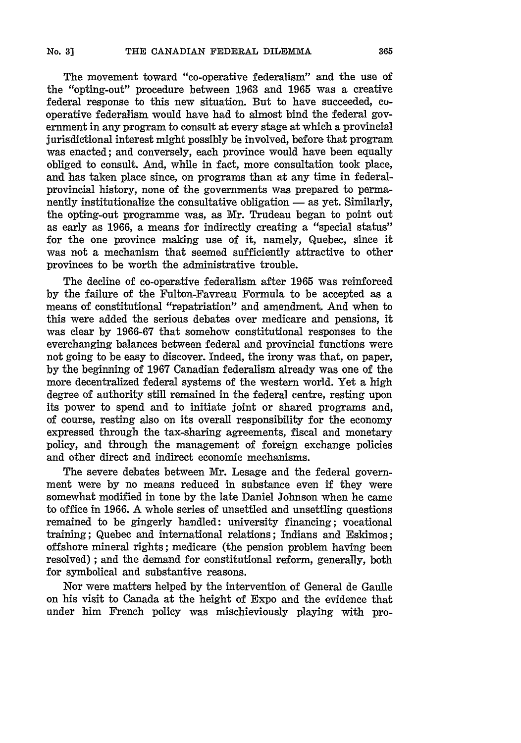The movement toward "co-operative federalism" and the use of the "opting-out" procedure between 1963 and 1965 was a creative federal response to this new situation. But to have succeeded, co-operative federalism would have had to almost bind the federal government in any program to consult at every stage at which a provincial jurisdictional interest might possibly be involved, before that program was enacted; and conversely, each province would have been equally obliged to consult. And, while in fact, more consultation took place, and has taken place since, on programs than at any time in federal-provincial history, none of the governments was prepared to permanently institutionalize the consultative obligation — as yet. Similarly, the opting-out programme was, as Mr. Trudeau began to point out as early as 1966, a means for indirectly creating a "special status" for the one province making use of it, namely, Quebec, since it was not a mechanism that seemed sufficiently attractive to other provinces to be worth the administrative trouble.

The decline of co-operative federalism after 1965 was reinforced by the failure of the Fulton-Favreau Formula to be accepted as a means of constitutional "repatriation" and amendment. And when to this were added the serious debates over medicare and pensions, it was clear by 1966-67 that somehow constitutional responses to the everchanging balances between federal and provincial functions were not going to be easy to discover. Indeed, the irony was that, on paper, by the beginning of 1967 Canadian federalism already was one of the more decentralized federal systems of the western world. Yet a high degree of authority still remained in the federal centre, resting upon its power to spend and to initiate joint or shared programs and, of course, resting also on its overall responsibility for the economy expressed through the tax-sharing agreements, fiscal and monetary policy, and through the management of foreign exchange policies and other direct and indirect economic mechanisms.

The severe debates between Mr. Lesage and the federal government were by no means reduced in substance even if they were somewhat modified in tone by the late Daniel Johnson when he came to office in 1966. A whole series of unsettled and unsettling questions remained to be gingerly handled: university financing; vocational training; Quebec and international relations; Indians and Eskimos; offshore mineral rights; medicare (the pension problem having been resolved); and the demand for constitutional reform, generally, both for symbolical and substantive reasons.

Nor were matters helped by the intervention of General de Gaulle on his visit to Canada at the height of Expo and the evidence that under him French policy was mischievously playing with pro-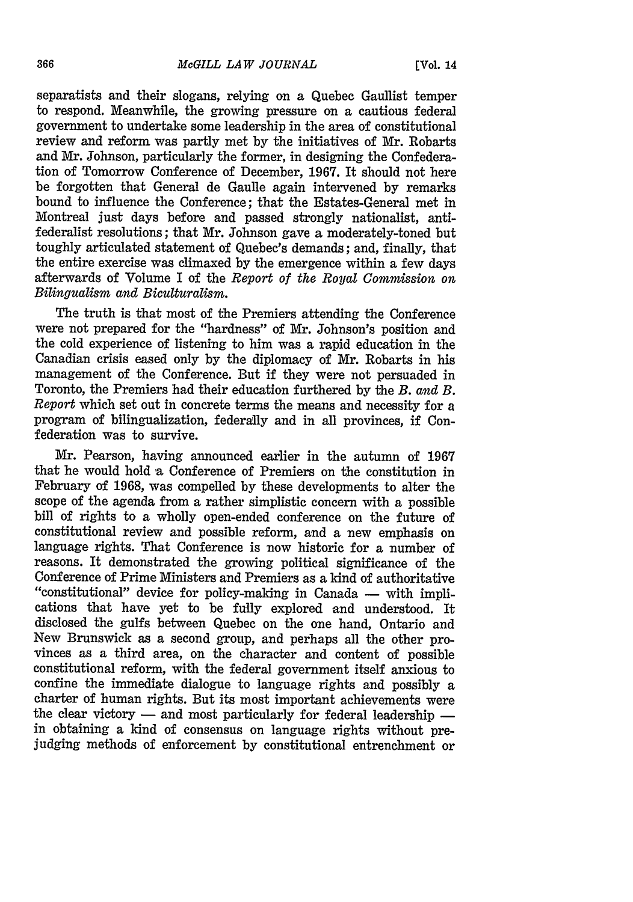separatists and their slogans, relying on a Quebec Gaullist temper to respond. Meanwhile, the growing pressure on a cautious federal government to undertake some leadership in the area of constitutional review and reform was partly met by the initiatives of Mr. Robarts and Mr. Johnson, particularly the former, in designing the Confederation of Tomorrow Conference of December, 1967. It should not here be forgotten that General de Gaulle again intervened by remarks bound to influence the Conference; that the Estates-General met in Montreal just days before and passed strongly nationalist, anti-federalist resolutions; that Mr. Johnson gave a moderately-toned but toughly articulated statement of Quebec's demands; and, finally, that the entire exercise was climaxed by the emergence within a few days afterwards of Volume I of the *Report of the Royal Commission on Bilingualism and Biculturalism.*

The truth is that most of the Premiers attending the Conference were not prepared for the "hardness" of Mr. Johnson's position and the cold experience of listening to him was a rapid education in the Canadian crisis eased only by the diplomacy of Mr. Robarts in his management of the Conference. But if they were not persuaded in Toronto, the Premiers had their education furthered by the *B. and B. Report* which set out in concrete terms the means and necessity for a program of bilingualization, federally and in all provinces, if Confederation was to survive.

Mr. Pearson, having announced earlier in the autumn of 1967 that he would hold a Conference of Premiers on the constitution in February of 1968, was compelled by these developments to alter the scope of the agenda from a rather simplistic concern with a possible bill of rights to a wholly open-ended conference on the future of constitutional review and possible reform, and a new emphasis on language rights. That Conference is now historic for a number of reasons. It demonstrated the growing political significance of the Conference of Prime Ministers and Premiers as a kind of authoritative "constitutional" device for policy-making in Canada — with implications that have yet to be fully explored and understood. It disclosed the gulfs between Quebec on the one hand, Ontario and New Brunswick as a second group, and perhaps all the other provinces as a third area, on the character and content of possible constitutional reform, with the federal government itself anxious to confine the immediate dialogue to language rights and possibly a charter of human rights. But its most important achievements were the clear victory — and most particularly for federal leadership — in obtaining a kind of consensus on language rights without prejudging methods of enforcement by constitutional entrenchment or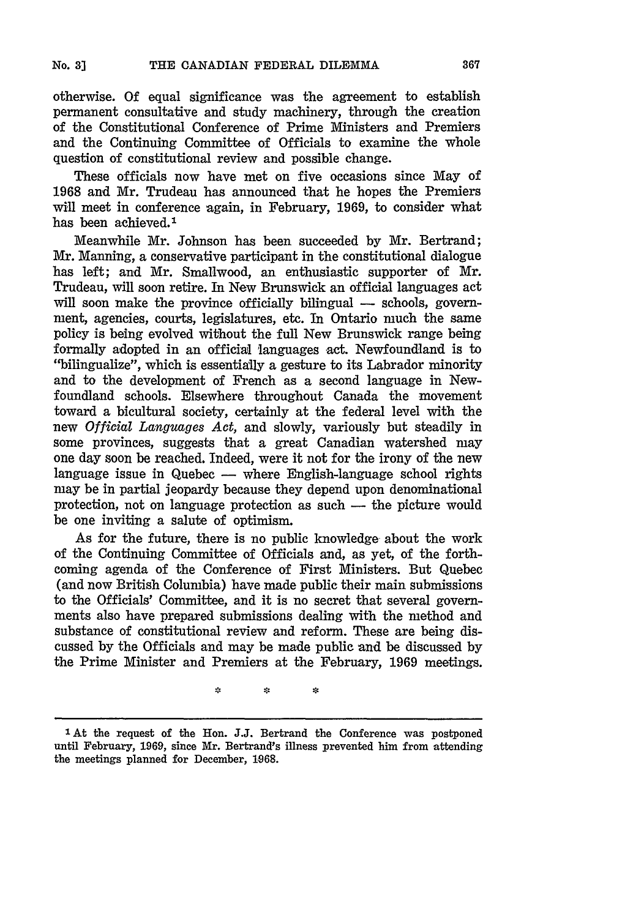otherwise. Of equal significance was the agreement to establish permanent consultative and study machinery, through the creation of the Constitutional Conference of Prime Ministers and Premiers and the Continuing Committee of Officials to examine the whole question of constitutional review and possible change.

These officials now have met on five occasions since May of 1968 and Mr. Trudeau has announced that he hopes the Premiers will meet in conference again, in February, 1969, to consider what has been achieved.[1]

Meanwhile Mr. Johnson has been succeeded by Mr. Bertrand; Mr. Manning, a conservative participant in the constitutional dialogue has left; and Mr. Smallwood, an enthusiastic supporter of Mr. Trudeau, will soon retire. In New Brunswick an official languages act will soon make the province officially bilingual — schools, government, agencies, courts, legislatures, etc. In Ontario much the same policy is being evolved without the full New Brunswick range being formally adopted in an official languages act. Newfoundland is to "bilingualize", which is essentially a gesture to its Labrador minority and to the development of French as a second language in Newfoundland schools. Elsewhere throughout Canada the movement toward a bicultural society, certainly at the federal level with the new *Official Languages Act*, and slowly, variously but steadily in some provinces, suggests that a great Canadian watershed may one day soon be reached. Indeed, were it not for the irony of the new language issue in Quebec — where English-language school rights may be in partial jeopardy because they depend upon denominational protection, not on language protection as such — the picture would be one inviting a salute of optimism.

As for the future, there is no public knowledge about the work of the Continuing Committee of Officials and, as yet, of the forthcoming agenda of the Conference of First Ministers. But Quebec (and now British Columbia) have made public their main submissions to the Officials' Committee, and it is no secret that several governments also have prepared submissions dealing with the method and substance of constitutional review and reform. These are being discussed by the Officials and may be made public and be discussed by the Prime Minister and Premiers at the February, 1969 meetings.

\* \* \*

---

[1] At the request of the Hon. J.J. Bertrand the Conference was postponed until February, 1969, since Mr. Bertrand's illness prevented him from attending the meetings planned for December, 1968.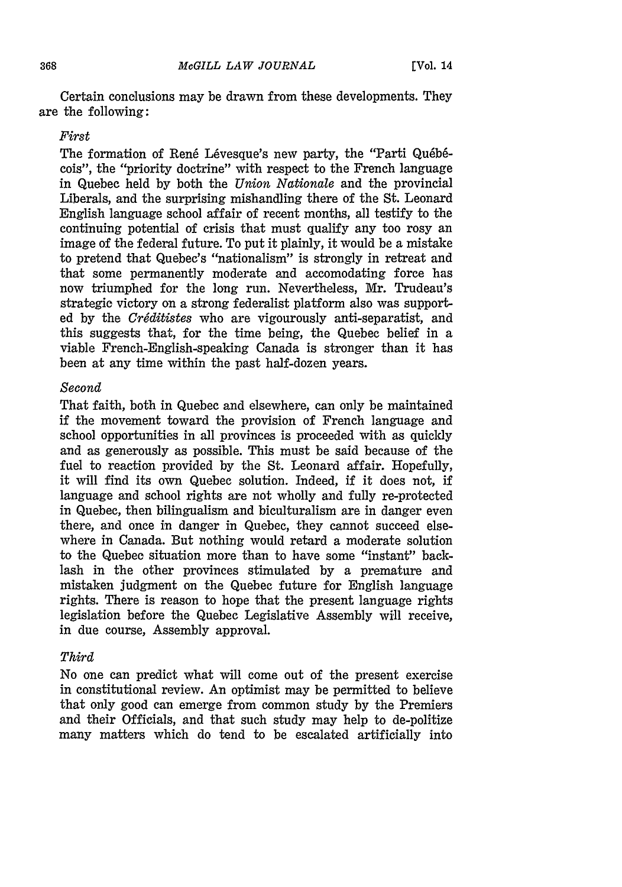Certain conclusions may be drawn from these developments. They are the following:

*First*

The formation of René Lévesque's new party, the "Parti Québécois", the "priority doctrine" with respect to the French language in Quebec held by both the *Union Nationale* and the provincial Liberals, and the surprising mishandling there of the St. Leonard English language school affair of recent months, all testify to the continuing potential of crisis that must qualify any too rosy an image of the federal future. To put it plainly, it would be a mistake to pretend that Quebec's "nationalism" is strongly in retreat and that some permanently moderate and accomodating force has now triumphed for the long run. Nevertheless, Mr. Trudeau's strategic victory on a strong federalist platform also was supported by the *Créditistes* who are vigourously anti-separatist, and this suggests that, for the time being, the Quebec belief in a viable French-English-speaking Canada is stronger than it has been at any time within the past half-dozen years.

*Second*

That faith, both in Quebec and elsewhere, can only be maintained if the movement toward the provision of French language and school opportunities in all provinces is proceeded with as quickly and as generously as possible. This must be said because of the fuel to reaction provided by the St. Leonard affair. Hopefully, it will find its own Quebec solution. Indeed, if it does not, if language and school rights are not wholly and fully re-protected in Quebec, then bilingualism and biculturalism are in danger even there, and once in danger in Quebec, they cannot succeed elsewhere in Canada. But nothing would retard a moderate solution to the Quebec situation more than to have some "instant" backlash in the other provinces stimulated by a premature and mistaken judgment on the Quebec future for English language rights. There is reason to hope that the present language rights legislation before the Quebec Legislative Assembly will receive, in due course, Assembly approval.

*Third*

No one can predict what will come out of the present exercise in constitutional review. An optimist may be permitted to believe that only good can emerge from common study by the Premiers and their Officials, and that such study may help to de-politize many matters which do tend to be escalated artificially into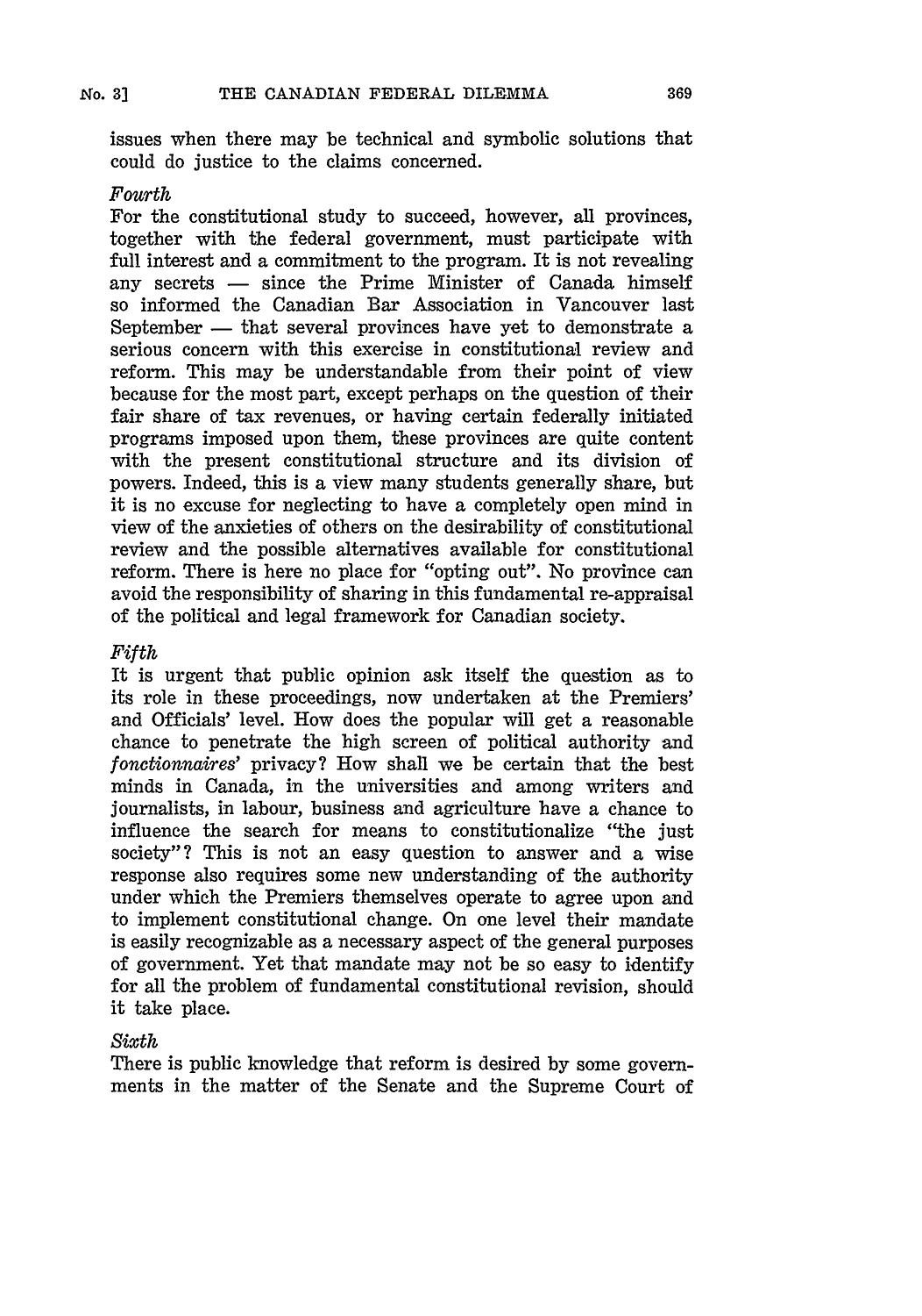issues when there may be technical and symbolic solutions that could do justice to the claims concerned.

*Fourth*

For the constitutional study to succeed, however, all provinces, together with the federal government, must participate with full interest and a commitment to the program. It is not revealing any secrets — since the Prime Minister of Canada himself so informed the Canadian Bar Association in Vancouver last September — that several provinces have yet to demonstrate a serious concern with this exercise in constitutional review and reform. This may be understandable from their point of view because for the most part, except perhaps on the question of their fair share of tax revenues, or having certain federally initiated programs imposed upon them, these provinces are quite content with the present constitutional structure and its division of powers. Indeed, this is a view many students generally share, but it is no excuse for neglecting to have a completely open mind in view of the anxieties of others on the desirability of constitutional review and the possible alternatives available for constitutional reform. There is here no place for "opting out". No province can avoid the responsibility of sharing in this fundamental re-appraisal of the political and legal framework for Canadian society.

*Fifth*

It is urgent that public opinion ask itself the question as to its role in these proceedings, now undertaken at the Premiers' and Officials' level. How does the popular will get a reasonable chance to penetrate the high screen of political authority and *fonctionnaires'* privacy? How shall we be certain that the best minds in Canada, in the universities and among writers and journalists, in labour, business and agriculture have a chance to influence the search for means to constitutionalize "the just society"? This is not an easy question to answer and a wise response also requires some new understanding of the authority under which the Premiers themselves operate to agree upon and to implement constitutional change. On one level their mandate is easily recognizable as a necessary aspect of the general purposes of government. Yet that mandate may not be so easy to identify for all the problem of fundamental constitutional revision, should it take place.

*Sixth*

There is public knowledge that reform is desired by some governments in the matter of the Senate and the Supreme Court of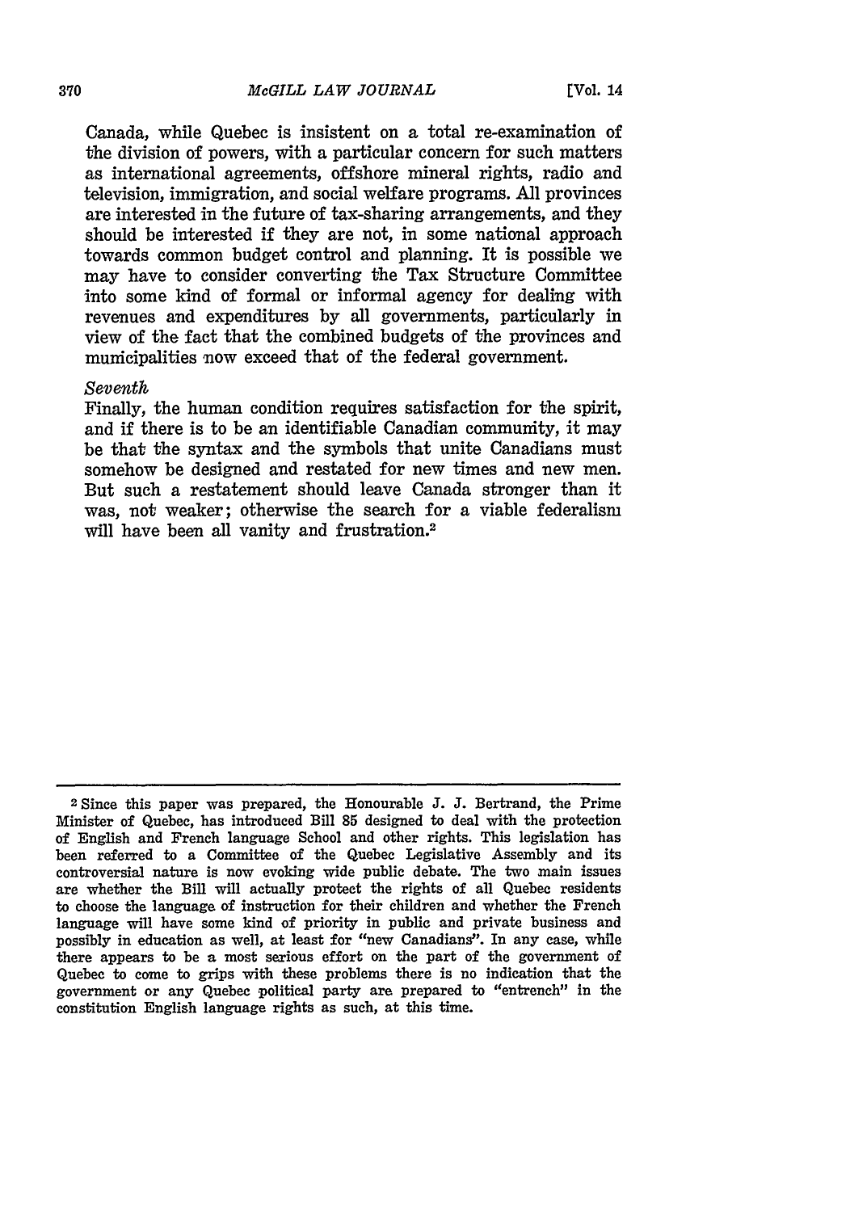Canada, while Quebec is insistent on a total re-examination of the division of powers, with a particular concern for such matters as international agreements, offshore mineral rights, radio and television, immigration, and social welfare programs. All provinces are interested in the future of tax-sharing arrangements, and they should be interested if they are not, in some national approach towards common budget control and planning. It is possible we may have to consider converting the Tax Structure Committee into some kind of formal or informal agency for dealing with revenues and expenditures by all governments, particularly in view of the fact that the combined budgets of the provinces and municipalities now exceed that of the federal government.

*Seventh*

Finally, the human condition requires satisfaction for the spirit, and if there is to be an identifiable Canadian community, it may be that the syntax and the symbols that unite Canadians must somehow be designed and restated for new times and new men. But such a restatement should leave Canada stronger than it was, not weaker; otherwise the search for a viable federalism will have been all vanity and frustration.[2]

---

[2] Since this paper was prepared, the Honourable J. J. Bertrand, the Prime Minister of Quebec, has introduced Bill 85 designed to deal with the protection of English and French language School and other rights. This legislation has been referred to a Committee of the Quebec Legislative Assembly and its controversial nature is now evoking wide public debate. The two main issues are whether the Bill will actually protect the rights of all Quebec residents to choose the language of instruction for their children and whether the French language will have some kind of priority in public and private business and possibly in education as well, at least for "new Canadians". In any case, while there appears to be a most serious effort on the part of the government of Quebec to come to grips with these problems there is no indication that the government or any Quebec political party are prepared to "entrench" in the constitution English language rights as such, at this time.